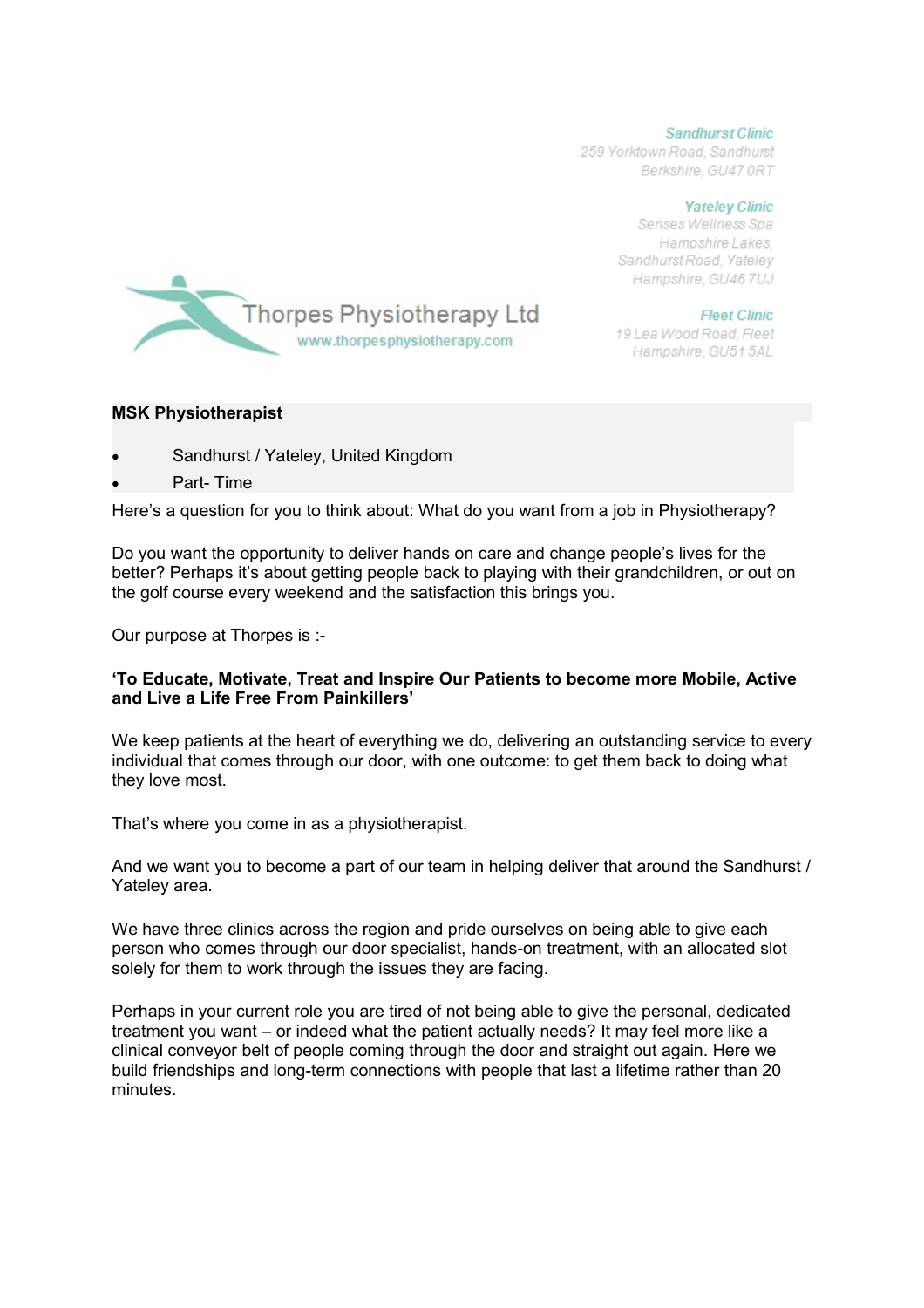**Sandhurst Clinic**
259 Yorktown Road, Sandhurst
Berkshire, GU47 0RT

**Yateley Clinic**
Senses Wellness Spa
Hampshire Lakes,
Sandhurst Road, Yateley
Hampshire, GU46 7UJ

**Fleet Clinic**
19 Lea Wood Road, Fleet
Hampshire, GU51 5AL

Thorpes Physiotherapy Ltd
www.thorpesphysiotherapy.com

**MSK Physiotherapist**

- Sandhurst / Yateley, United Kingdom
- Part- Time

Here's a question for you to think about: What do you want from a job in Physiotherapy?

Do you want the opportunity to deliver hands on care and change people's lives for the better? Perhaps it's about getting people back to playing with their grandchildren, or out on the golf course every weekend and the satisfaction this brings you.

Our purpose at Thorpes is :-

**'To Educate, Motivate, Treat and Inspire Our Patients to become more Mobile, Active and Live a Life Free From Painkillers'**

We keep patients at the heart of everything we do, delivering an outstanding service to every individual that comes through our door, with one outcome: to get them back to doing what they love most.

That's where you come in as a physiotherapist.

And we want you to become a part of our team in helping deliver that around the Sandhurst / Yateley area.

We have three clinics across the region and pride ourselves on being able to give each person who comes through our door specialist, hands-on treatment, with an allocated slot solely for them to work through the issues they are facing.

Perhaps in your current role you are tired of not being able to give the personal, dedicated treatment you want – or indeed what the patient actually needs? It may feel more like a clinical conveyor belt of people coming through the door and straight out again. Here we build friendships and long-term connections with people that last a lifetime rather than 20 minutes.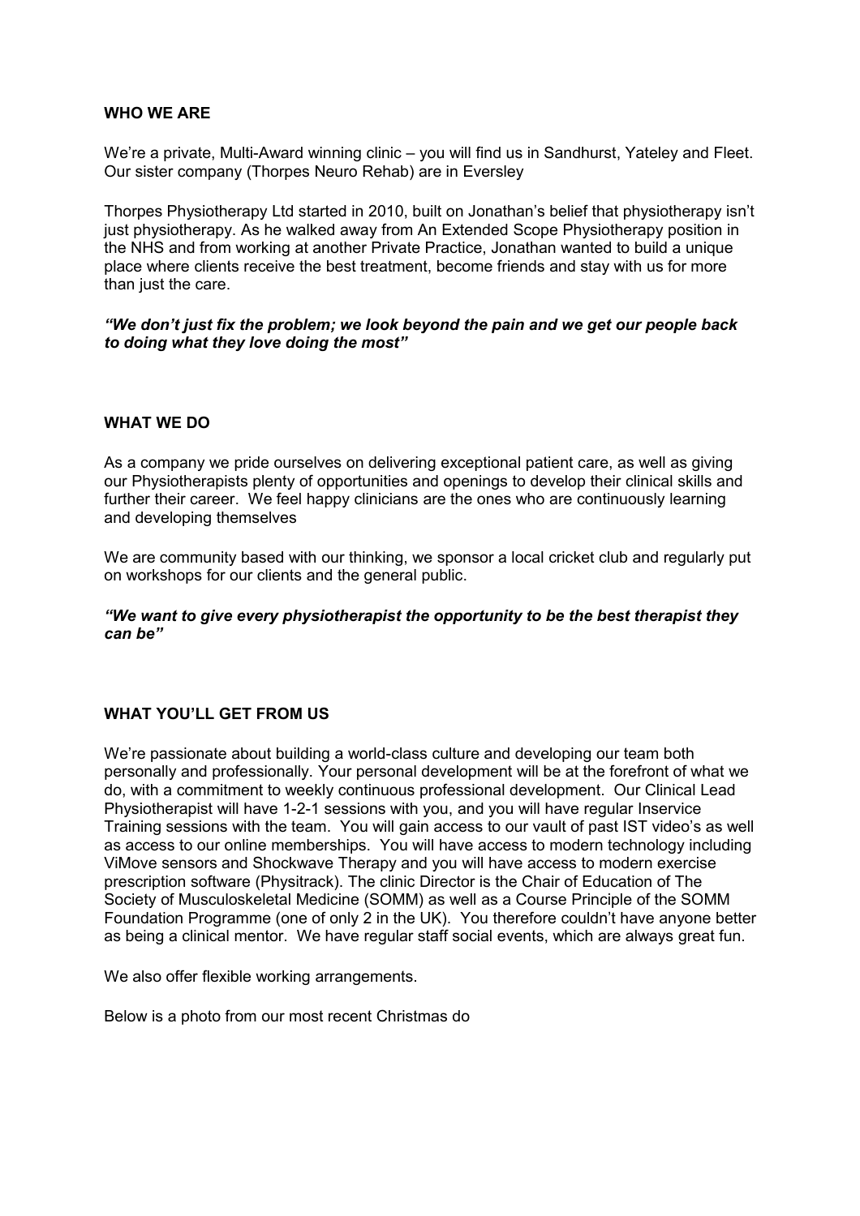## WHO WE ARE

We're a private, Multi-Award winning clinic – you will find us in Sandhurst, Yateley and Fleet. Our sister company (Thorpes Neuro Rehab) are in Eversley

Thorpes Physiotherapy Ltd started in 2010, built on Jonathan's belief that physiotherapy isn't just physiotherapy. As he walked away from An Extended Scope Physiotherapy position in the NHS and from working at another Private Practice, Jonathan wanted to build a unique place where clients receive the best treatment, become friends and stay with us for more than just the care.

***"We don't just fix the problem; we look beyond the pain and we get our people back to doing what they love doing the most"***

## WHAT WE DO

As a company we pride ourselves on delivering exceptional patient care, as well as giving our Physiotherapists plenty of opportunities and openings to develop their clinical skills and further their career. We feel happy clinicians are the ones who are continuously learning and developing themselves

We are community based with our thinking, we sponsor a local cricket club and regularly put on workshops for our clients and the general public.

***"We want to give every physiotherapist the opportunity to be the best therapist they can be"***

## WHAT YOU'LL GET FROM US

We're passionate about building a world-class culture and developing our team both personally and professionally. Your personal development will be at the forefront of what we do, with a commitment to weekly continuous professional development. Our Clinical Lead Physiotherapist will have 1-2-1 sessions with you, and you will have regular Inservice Training sessions with the team. You will gain access to our vault of past IST video's as well as access to our online memberships. You will have access to modern technology including ViMove sensors and Shockwave Therapy and you will have access to modern exercise prescription software (Physitrack). The clinic Director is the Chair of Education of The Society of Musculoskeletal Medicine (SOMM) as well as a Course Principle of the SOMM Foundation Programme (one of only 2 in the UK). You therefore couldn't have anyone better as being a clinical mentor. We have regular staff social events, which are always great fun.

We also offer flexible working arrangements.

Below is a photo from our most recent Christmas do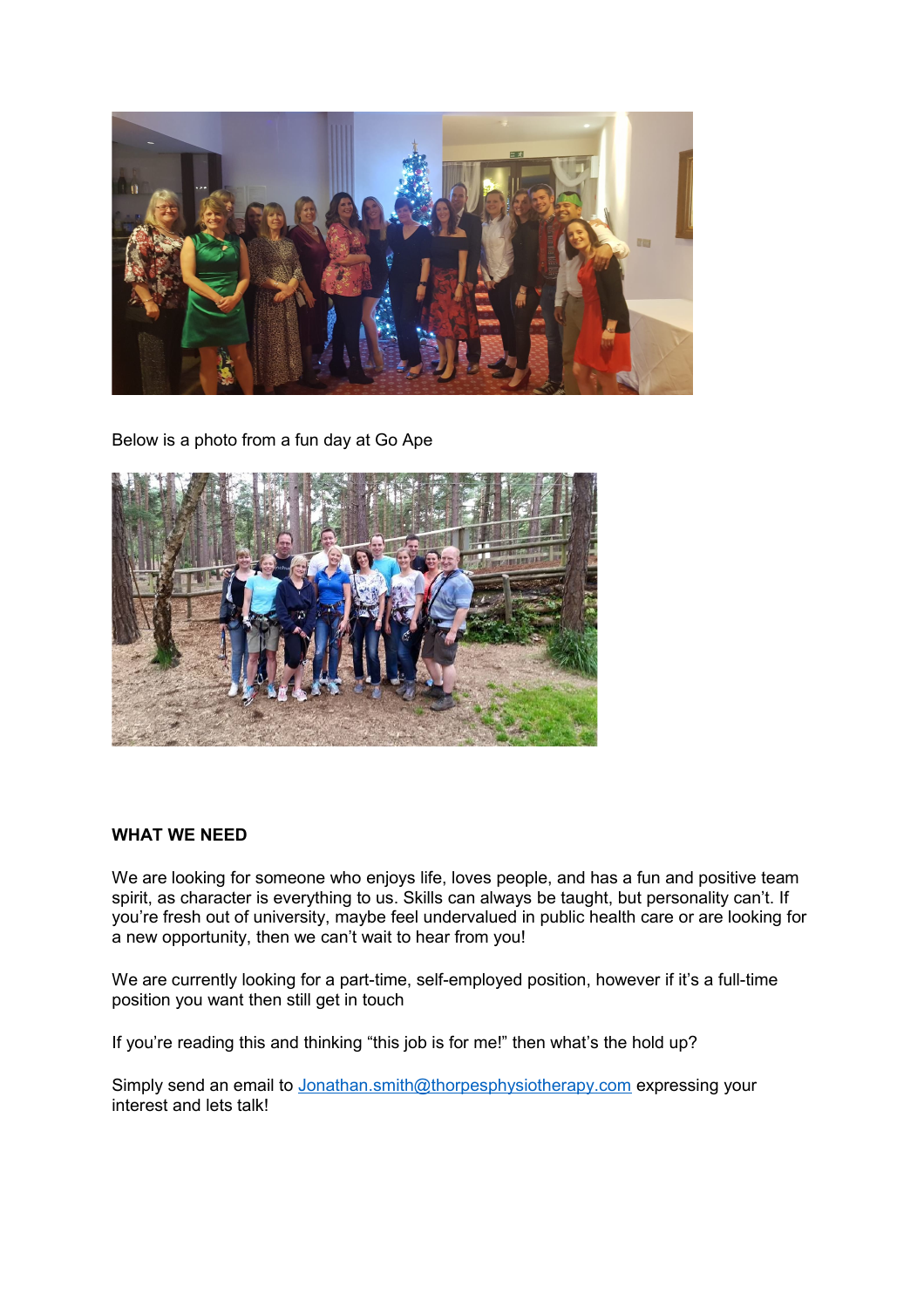Below is a photo from a fun day at Go Ape

**WHAT WE NEED**

We are looking for someone who enjoys life, loves people, and has a fun and positive team spirit, as character is everything to us. Skills can always be taught, but personality can't. If you're fresh out of university, maybe feel undervalued in public health care or are looking for a new opportunity, then we can't wait to hear from you!

We are currently looking for a part-time, self-employed position, however if it's a full-time position you want then still get in touch

If you're reading this and thinking "this job is for me!" then what's the hold up?

Simply send an email to Jonathan.smith@thorpesphysiotherapy.com expressing your interest and lets talk!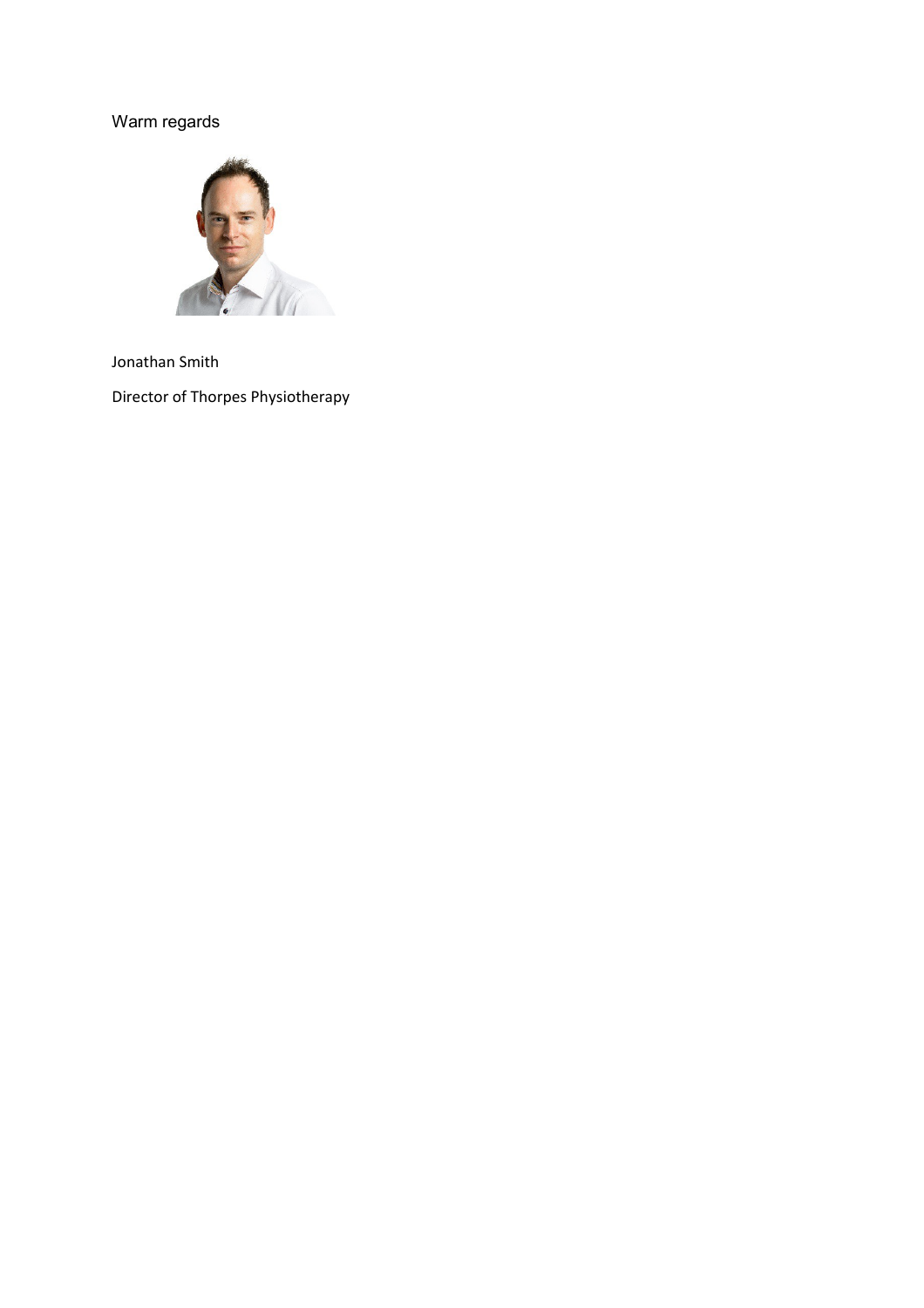Warm regards

Jonathan Smith

Director of Thorpes Physiotherapy